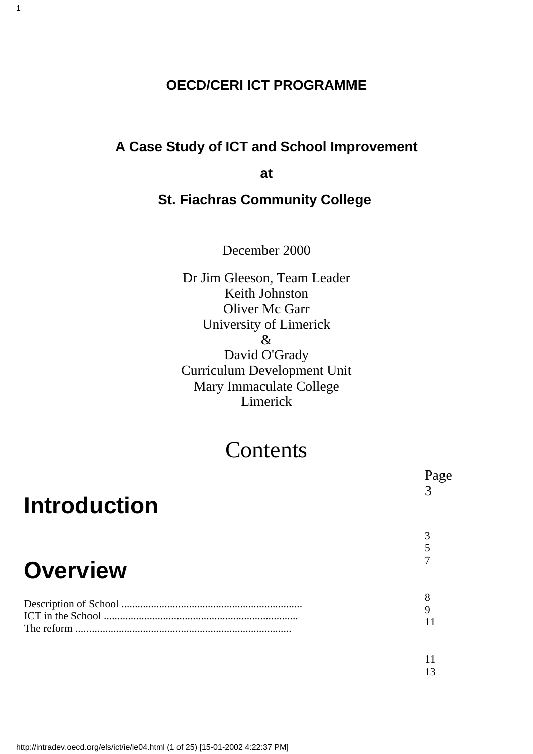**OECD/CERI ICT PROGRAMME**

## A Case Study of ICT and School Improvement

## at

## St. Fiachras Community College

December 2000

Dr Jim Gleeson, Team Leader
Keith Johnston
Oliver Mc Garr
University of Limerick
&
David O'Grady
Curriculum Development Unit
Mary Immaculate College
Limerick

# Contents

Page
3

# Introduction

3
5
7

# Overview

Description of School .................................................................. 8
ICT in the School ........................................................................ 9
The reform ................................................................................ 11

11
13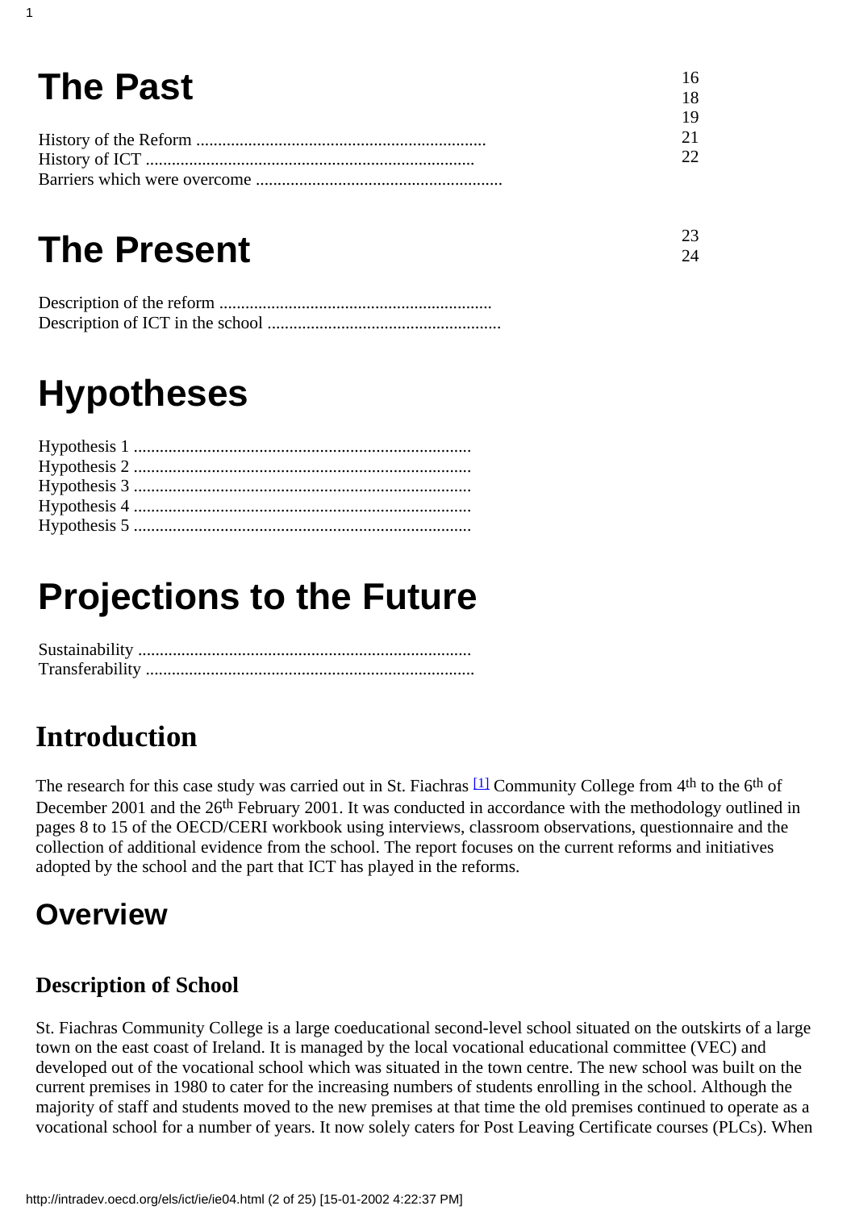# The Past

16
18
19
21
22

History of the Reform ....................................................................
History of ICT ............................................................................
Barriers which were overcome .........................................................

# The Present

23
24

Description of the reform ...............................................................
Description of ICT in the school .......................................................

# Hypotheses

Hypothesis 1 ..............................................................................
Hypothesis 2 ..............................................................................
Hypothesis 3 ..............................................................................
Hypothesis 4 ..............................................................................
Hypothesis 5 ..............................................................................

# Projections to the Future

Sustainability .............................................................................
Transferability ............................................................................

## Introduction

The research for this case study was carried out in St. Fiachras [1] Community College from 4th to the 6th of December 2001 and the 26th February 2001. It was conducted in accordance with the methodology outlined in pages 8 to 15 of the OECD/CERI workbook using interviews, classroom observations, questionnaire and the collection of additional evidence from the school. The report focuses on the current reforms and initiatives adopted by the school and the part that ICT has played in the reforms.

## Overview

### Description of School

St. Fiachras Community College is a large coeducational second-level school situated on the outskirts of a large town on the east coast of Ireland. It is managed by the local vocational educational committee (VEC) and developed out of the vocational school which was situated in the town centre. The new school was built on the current premises in 1980 to cater for the increasing numbers of students enrolling in the school. Although the majority of staff and students moved to the new premises at that time the old premises continued to operate as a vocational school for a number of years. It now solely caters for Post Leaving Certificate courses (PLCs). When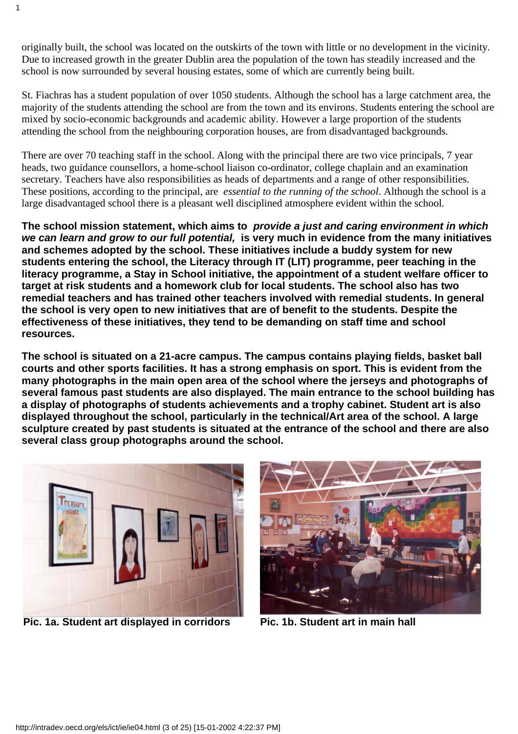originally built, the school was located on the outskirts of the town with little or no development in the vicinity. Due to increased growth in the greater Dublin area the population of the town has steadily increased and the school is now surrounded by several housing estates, some of which are currently being built.

St. Fiachras has a student population of over 1050 students. Although the school has a large catchment area, the majority of the students attending the school are from the town and its environs. Students entering the school are mixed by socio-economic backgrounds and academic ability. However a large proportion of the students attending the school from the neighbouring corporation houses, are from disadvantaged backgrounds.

There are over 70 teaching staff in the school. Along with the principal there are two vice principals, 7 year heads, two guidance counsellors, a home-school liaison co-ordinator, college chaplain and an examination secretary. Teachers have also responsibilities as heads of departments and a range of other responsibilities. These positions, according to the principal, are *essential to the running of the school*. Although the school is a large disadvantaged school there is a pleasant well disciplined atmosphere evident within the school.

**The school mission statement, which aims to *provide a just and caring environment in which we can learn and grow to our full potential,* is very much in evidence from the many initiatives and schemes adopted by the school. These initiatives include a buddy system for new students entering the school, the Literacy through IT (LIT) programme, peer teaching in the literacy programme, a Stay in School initiative, the appointment of a student welfare officer to target at risk students and a homework club for local students. The school also has two remedial teachers and has trained other teachers involved with remedial students. In general the school is very open to new initiatives that are of benefit to the students. Despite the effectiveness of these initiatives, they tend to be demanding on staff time and school resources.**

**The school is situated on a 21-acre campus. The campus contains playing fields, basket ball courts and other sports facilities. It has a strong emphasis on sport. This is evident from the many photographs in the main open area of the school where the jerseys and photographs of several famous past students are also displayed. The main entrance to the school building has a display of photographs of students achievements and a trophy cabinet. Student art is also displayed throughout the school, particularly in the technical/Art area of the school. A large sculpture created by past students is situated at the entrance of the school and there are also several class group photographs around the school.**

**Pic. 1a. Student art displayed in corridors**

**Pic. 1b. Student art in main hall**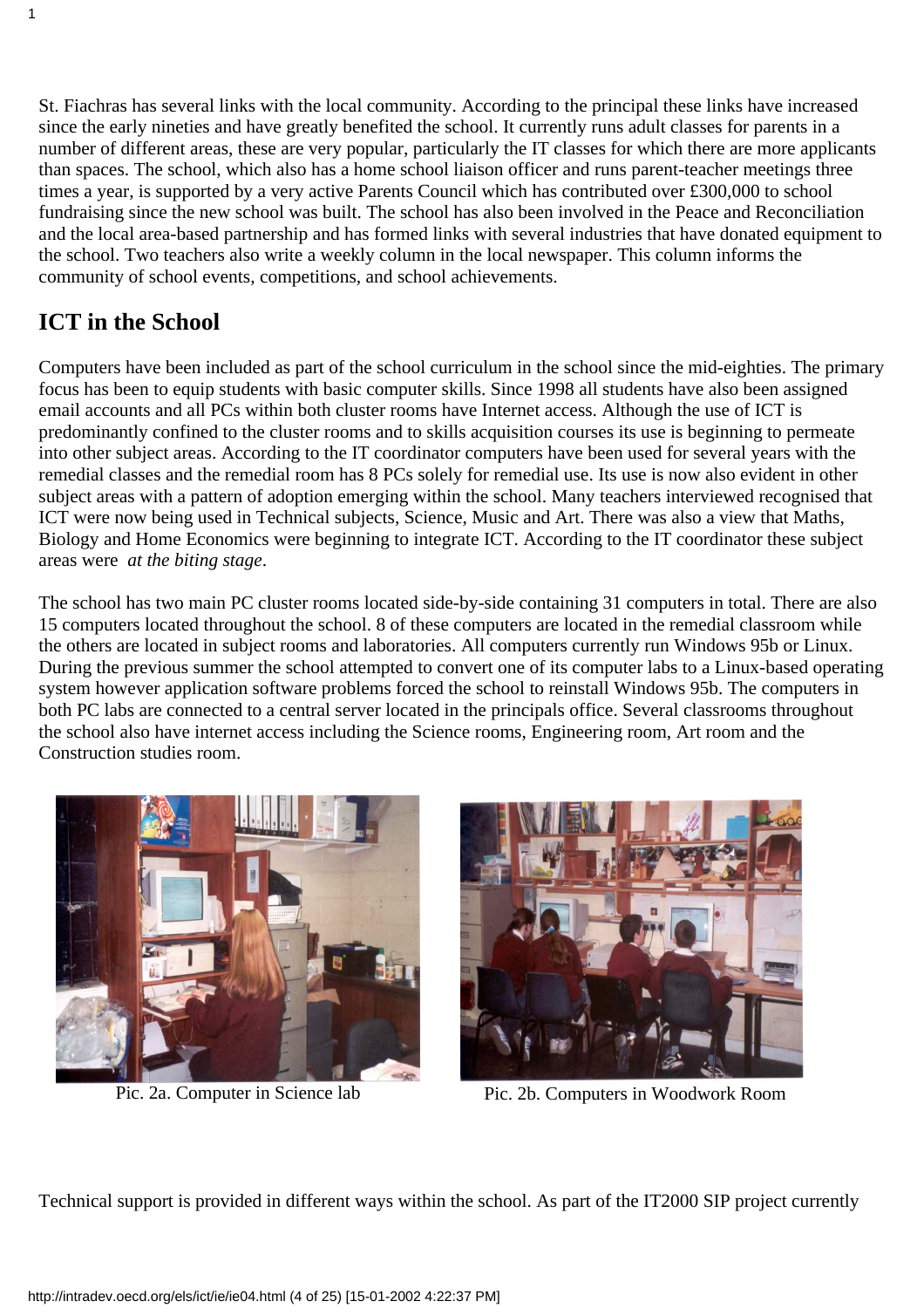St. Fiachras has several links with the local community. According to the principal these links have increased since the early nineties and have greatly benefited the school. It currently runs adult classes for parents in a number of different areas, these are very popular, particularly the IT classes for which there are more applicants than spaces. The school, which also has a home school liaison officer and runs parent-teacher meetings three times a year, is supported by a very active Parents Council which has contributed over £300,000 to school fundraising since the new school was built. The school has also been involved in the Peace and Reconciliation and the local area-based partnership and has formed links with several industries that have donated equipment to the school. Two teachers also write a weekly column in the local newspaper. This column informs the community of school events, competitions, and school achievements.

## ICT in the School

Computers have been included as part of the school curriculum in the school since the mid-eighties. The primary focus has been to equip students with basic computer skills. Since 1998 all students have also been assigned email accounts and all PCs within both cluster rooms have Internet access. Although the use of ICT is predominantly confined to the cluster rooms and to skills acquisition courses its use is beginning to permeate into other subject areas. According to the IT coordinator computers have been used for several years with the remedial classes and the remedial room has 8 PCs solely for remedial use. Its use is now also evident in other subject areas with a pattern of adoption emerging within the school. Many teachers interviewed recognised that ICT were now being used in Technical subjects, Science, Music and Art. There was also a view that Maths, Biology and Home Economics were beginning to integrate ICT. According to the IT coordinator these subject areas were *at the biting stage*.

The school has two main PC cluster rooms located side-by-side containing 31 computers in total. There are also 15 computers located throughout the school. 8 of these computers are located in the remedial classroom while the others are located in subject rooms and laboratories. All computers currently run Windows 95b or Linux. During the previous summer the school attempted to convert one of its computer labs to a Linux-based operating system however application software problems forced the school to reinstall Windows 95b. The computers in both PC labs are connected to a central server located in the principals office. Several classrooms throughout the school also have internet access including the Science rooms, Engineering room, Art room and the Construction studies room.

Pic. 2a. Computer in Science lab

Pic. 2b. Computers in Woodwork Room

Technical support is provided in different ways within the school. As part of the IT2000 SIP project currently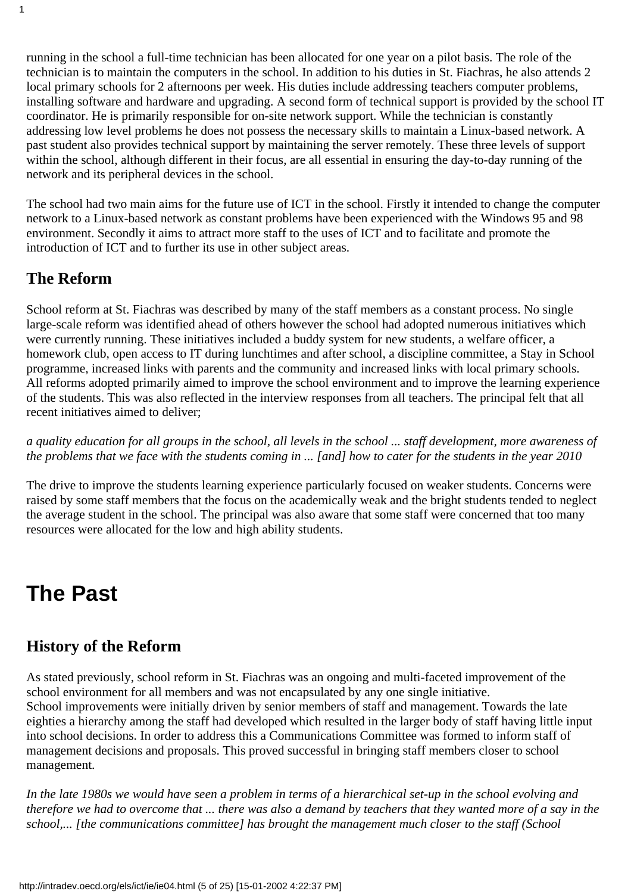running in the school a full-time technician has been allocated for one year on a pilot basis. The role of the technician is to maintain the computers in the school. In addition to his duties in St. Fiachras, he also attends 2 local primary schools for 2 afternoons per week. His duties include addressing teachers computer problems, installing software and hardware and upgrading. A second form of technical support is provided by the school IT coordinator. He is primarily responsible for on-site network support. While the technician is constantly addressing low level problems he does not possess the necessary skills to maintain a Linux-based network. A past student also provides technical support by maintaining the server remotely. These three levels of support within the school, although different in their focus, are all essential in ensuring the day-to-day running of the network and its peripheral devices in the school.

The school had two main aims for the future use of ICT in the school. Firstly it intended to change the computer network to a Linux-based network as constant problems have been experienced with the Windows 95 and 98 environment. Secondly it aims to attract more staff to the uses of ICT and to facilitate and promote the introduction of ICT and to further its use in other subject areas.

## The Reform

School reform at St. Fiachras was described by many of the staff members as a constant process. No single large-scale reform was identified ahead of others however the school had adopted numerous initiatives which were currently running. These initiatives included a buddy system for new students, a welfare officer, a homework club, open access to IT during lunchtimes and after school, a discipline committee, a Stay in School programme, increased links with parents and the community and increased links with local primary schools. All reforms adopted primarily aimed to improve the school environment and to improve the learning experience of the students. This was also reflected in the interview responses from all teachers. The principal felt that all recent initiatives aimed to deliver;

*a quality education for all groups in the school, all levels in the school ... staff development, more awareness of the problems that we face with the students coming in ... [and] how to cater for the students in the year 2010*

The drive to improve the students learning experience particularly focused on weaker students. Concerns were raised by some staff members that the focus on the academically weak and the bright students tended to neglect the average student in the school. The principal was also aware that some staff were concerned that too many resources were allocated for the low and high ability students.

# The Past

## History of the Reform

As stated previously, school reform in St. Fiachras was an ongoing and multi-faceted improvement of the school environment for all members and was not encapsulated by any one single initiative.
School improvements were initially driven by senior members of staff and management. Towards the late eighties a hierarchy among the staff had developed which resulted in the larger body of staff having little input into school decisions. In order to address this a Communications Committee was formed to inform staff of management decisions and proposals. This proved successful in bringing staff members closer to school management.

*In the late 1980s we would have seen a problem in terms of a hierarchical set-up in the school evolving and therefore we had to overcome that ... there was also a demand by teachers that they wanted more of a say in the school,... [the communications committee] has brought the management much closer to the staff (School*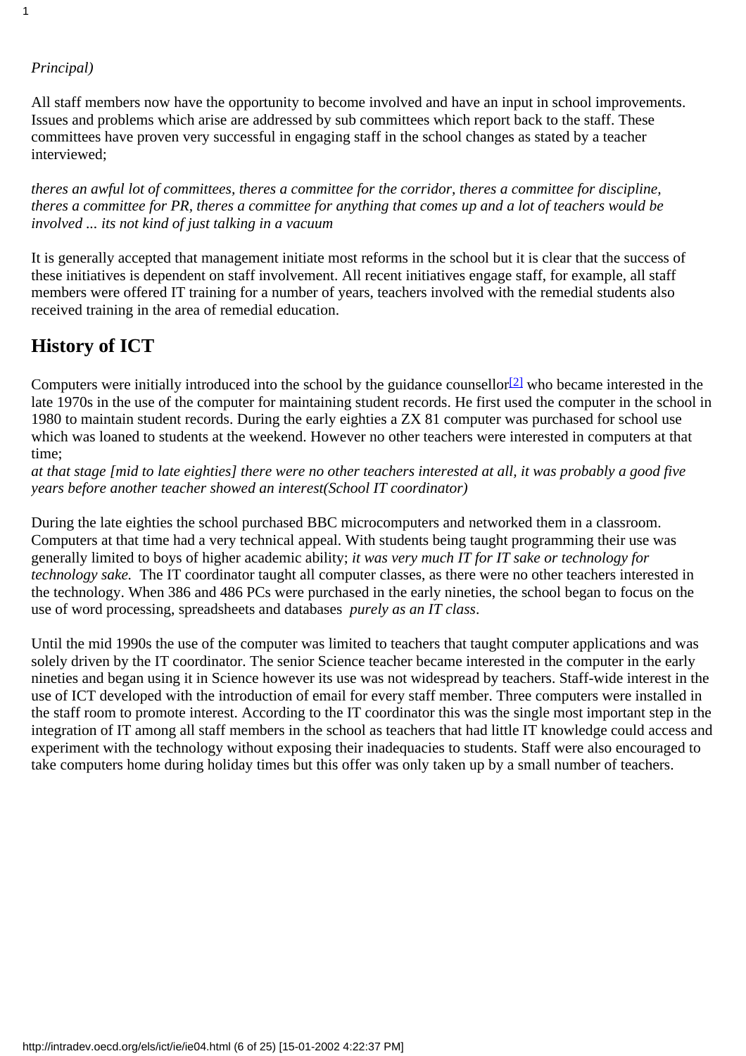*Principal)*

All staff members now have the opportunity to become involved and have an input in school improvements. Issues and problems which arise are addressed by sub committees which report back to the staff. These committees have proven very successful in engaging staff in the school changes as stated by a teacher interviewed;

*theres an awful lot of committees, theres a committee for the corridor, theres a committee for discipline, theres a committee for PR, theres a committee for anything that comes up and a lot of teachers would be involved ... its not kind of just talking in a vacuum*

It is generally accepted that management initiate most reforms in the school but it is clear that the success of these initiatives is dependent on staff involvement. All recent initiatives engage staff, for example, all staff members were offered IT training for a number of years, teachers involved with the remedial students also received training in the area of remedial education.

## History of ICT

Computers were initially introduced into the school by the guidance counsellor[2] who became interested in the late 1970s in the use of the computer for maintaining student records. He first used the computer in the school in 1980 to maintain student records. During the early eighties a ZX 81 computer was purchased for school use which was loaned to students at the weekend. However no other teachers were interested in computers at that time;
*at that stage [mid to late eighties] there were no other teachers interested at all, it was probably a good five years before another teacher showed an interest(School IT coordinator)*

During the late eighties the school purchased BBC microcomputers and networked them in a classroom. Computers at that time had a very technical appeal. With students being taught programming their use was generally limited to boys of higher academic ability; *it was very much IT for IT sake or technology for technology sake.* The IT coordinator taught all computer classes, as there were no other teachers interested in the technology. When 386 and 486 PCs were purchased in the early nineties, the school began to focus on the use of word processing, spreadsheets and databases *purely as an IT class*.

Until the mid 1990s the use of the computer was limited to teachers that taught computer applications and was solely driven by the IT coordinator. The senior Science teacher became interested in the computer in the early nineties and began using it in Science however its use was not widespread by teachers. Staff-wide interest in the use of ICT developed with the introduction of email for every staff member. Three computers were installed in the staff room to promote interest. According to the IT coordinator this was the single most important step in the integration of IT among all staff members in the school as teachers that had little IT knowledge could access and experiment with the technology without exposing their inadequacies to students. Staff were also encouraged to take computers home during holiday times but this offer was only taken up by a small number of teachers.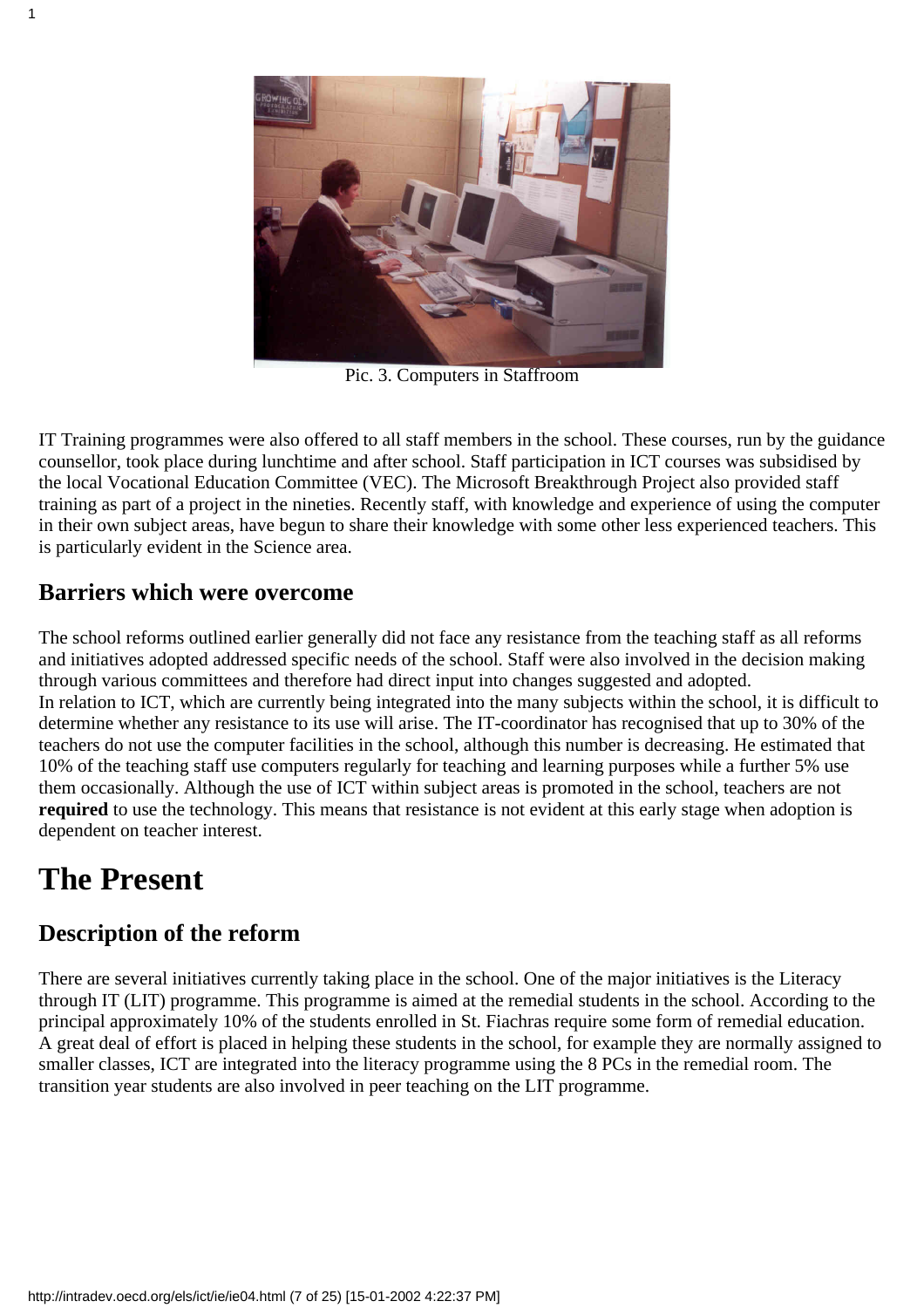Pic. 3. Computers in Staffroom

IT Training programmes were also offered to all staff members in the school. These courses, run by the guidance counsellor, took place during lunchtime and after school. Staff participation in ICT courses was subsidised by the local Vocational Education Committee (VEC). The Microsoft Breakthrough Project also provided staff training as part of a project in the nineties. Recently staff, with knowledge and experience of using the computer in their own subject areas, have begun to share their knowledge with some other less experienced teachers. This is particularly evident in the Science area.

## Barriers which were overcome

The school reforms outlined earlier generally did not face any resistance from the teaching staff as all reforms and initiatives adopted addressed specific needs of the school. Staff were also involved in the decision making through various committees and therefore had direct input into changes suggested and adopted.
In relation to ICT, which are currently being integrated into the many subjects within the school, it is difficult to determine whether any resistance to its use will arise. The IT-coordinator has recognised that up to 30% of the teachers do not use the computer facilities in the school, although this number is decreasing. He estimated that 10% of the teaching staff use computers regularly for teaching and learning purposes while a further 5% use them occasionally. Although the use of ICT within subject areas is promoted in the school, teachers are not **required** to use the technology. This means that resistance is not evident at this early stage when adoption is dependent on teacher interest.

# The Present

## Description of the reform

There are several initiatives currently taking place in the school. One of the major initiatives is the Literacy through IT (LIT) programme. This programme is aimed at the remedial students in the school. According to the principal approximately 10% of the students enrolled in St. Fiachras require some form of remedial education. A great deal of effort is placed in helping these students in the school, for example they are normally assigned to smaller classes, ICT are integrated into the literacy programme using the 8 PCs in the remedial room. The transition year students are also involved in peer teaching on the LIT programme.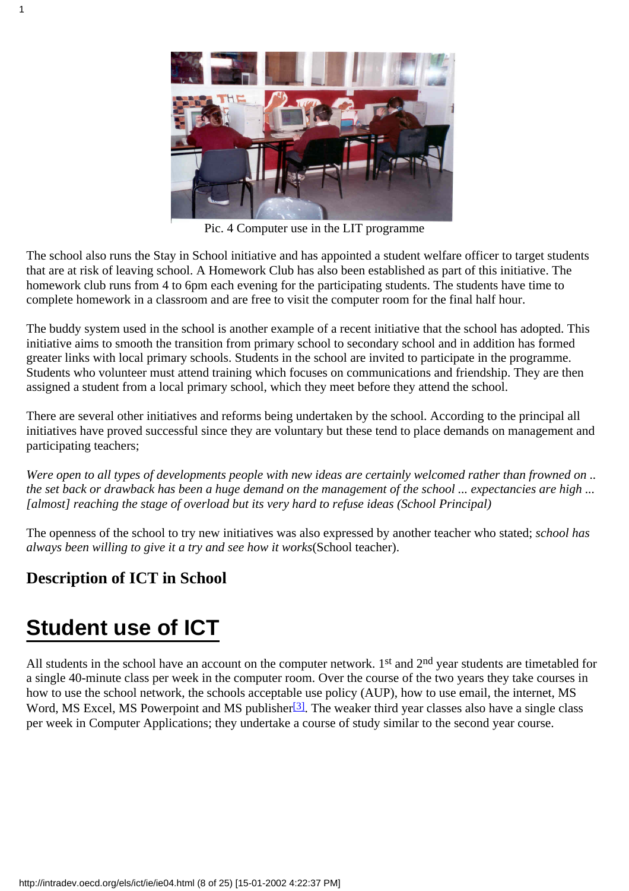Pic. 4 Computer use in the LIT programme

The school also runs the Stay in School initiative and has appointed a student welfare officer to target students that are at risk of leaving school. A Homework Club has also been established as part of this initiative. The homework club runs from 4 to 6pm each evening for the participating students. The students have time to complete homework in a classroom and are free to visit the computer room for the final half hour.

The buddy system used in the school is another example of a recent initiative that the school has adopted. This initiative aims to smooth the transition from primary school to secondary school and in addition has formed greater links with local primary schools. Students in the school are invited to participate in the programme. Students who volunteer must attend training which focuses on communications and friendship. They are then assigned a student from a local primary school, which they meet before they attend the school.

There are several other initiatives and reforms being undertaken by the school. According to the principal all initiatives have proved successful since they are voluntary but these tend to place demands on management and participating teachers;

*Were open to all types of developments people with new ideas are certainly welcomed rather than frowned on .. the set back or drawback has been a huge demand on the management of the school ... expectancies are high ... [almost] reaching the stage of overload but its very hard to refuse ideas (School Principal)*

The openness of the school to try new initiatives was also expressed by another teacher who stated; *school has always been willing to give it a try and see how it works*(School teacher).

### Description of ICT in School

## Student use of ICT

All students in the school have an account on the computer network. 1st and 2nd year students are timetabled for a single 40-minute class per week in the computer room. Over the course of the two years they take courses in how to use the school network, the schools acceptable use policy (AUP), how to use email, the internet, MS Word, MS Excel, MS Powerpoint and MS publisher[3]. The weaker third year classes also have a single class per week in Computer Applications; they undertake a course of study similar to the second year course.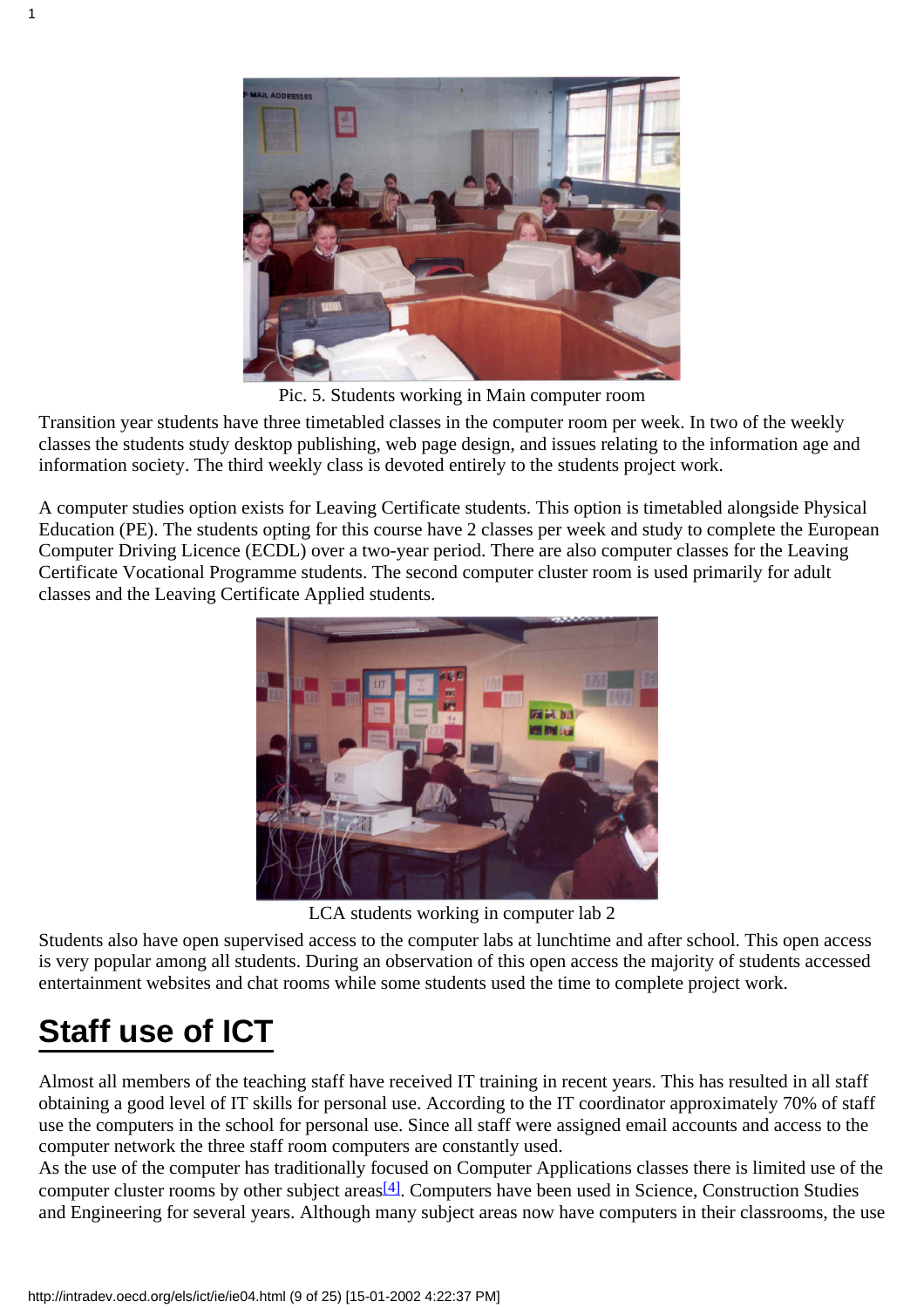Pic. 5. Students working in Main computer room

Transition year students have three timetabled classes in the computer room per week. In two of the weekly classes the students study desktop publishing, web page design, and issues relating to the information age and information society. The third weekly class is devoted entirely to the students project work.

A computer studies option exists for Leaving Certificate students. This option is timetabled alongside Physical Education (PE). The students opting for this course have 2 classes per week and study to complete the European Computer Driving Licence (ECDL) over a two-year period. There are also computer classes for the Leaving Certificate Vocational Programme students. The second computer cluster room is used primarily for adult classes and the Leaving Certificate Applied students.

LCA students working in computer lab 2

Students also have open supervised access to the computer labs at lunchtime and after school. This open access is very popular among all students. During an observation of this open access the majority of students accessed entertainment websites and chat rooms while some students used the time to complete project work.

# Staff use of ICT

Almost all members of the teaching staff have received IT training in recent years. This has resulted in all staff obtaining a good level of IT skills for personal use. According to the IT coordinator approximately 70% of staff use the computers in the school for personal use. Since all staff were assigned email accounts and access to the computer network the three staff room computers are constantly used.

As the use of the computer has traditionally focused on Computer Applications classes there is limited use of the computer cluster rooms by other subject areas[4]. Computers have been used in Science, Construction Studies and Engineering for several years. Although many subject areas now have computers in their classrooms, the use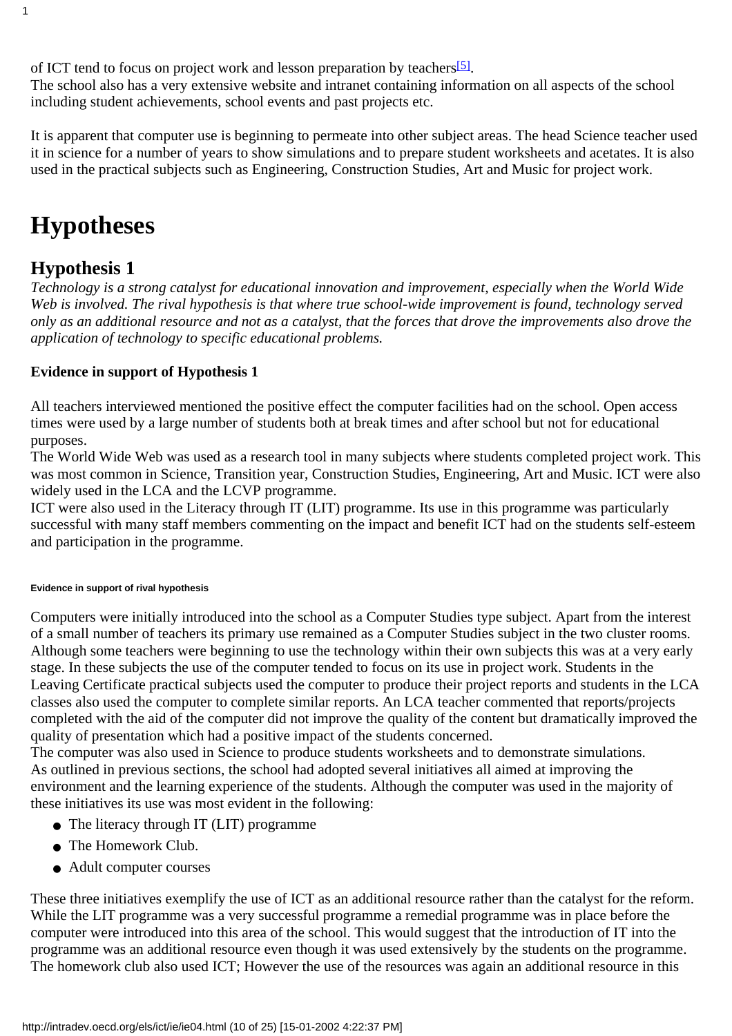of ICT tend to focus on project work and lesson preparation by teachers[5].
The school also has a very extensive website and intranet containing information on all aspects of the school including student achievements, school events and past projects etc.

It is apparent that computer use is beginning to permeate into other subject areas. The head Science teacher used it in science for a number of years to show simulations and to prepare student worksheets and acetates. It is also used in the practical subjects such as Engineering, Construction Studies, Art and Music for project work.

# Hypotheses

## Hypothesis 1

*Technology is a strong catalyst for educational innovation and improvement, especially when the World Wide Web is involved. The rival hypothesis is that where true school-wide improvement is found, technology served only as an additional resource and not as a catalyst, that the forces that drove the improvements also drove the application of technology to specific educational problems.*

**Evidence in support of Hypothesis 1**

All teachers interviewed mentioned the positive effect the computer facilities had on the school. Open access times were used by a large number of students both at break times and after school but not for educational purposes.
The World Wide Web was used as a research tool in many subjects where students completed project work. This was most common in Science, Transition year, Construction Studies, Engineering, Art and Music. ICT were also widely used in the LCA and the LCVP programme.
ICT were also used in the Literacy through IT (LIT) programme. Its use in this programme was particularly successful with many staff members commenting on the impact and benefit ICT had on the students self-esteem and participation in the programme.

**Evidence in support of rival hypothesis**

Computers were initially introduced into the school as a Computer Studies type subject. Apart from the interest of a small number of teachers its primary use remained as a Computer Studies subject in the two cluster rooms. Although some teachers were beginning to use the technology within their own subjects this was at a very early stage. In these subjects the use of the computer tended to focus on its use in project work. Students in the Leaving Certificate practical subjects used the computer to produce their project reports and students in the LCA classes also used the computer to complete similar reports. An LCA teacher commented that reports/projects completed with the aid of the computer did not improve the quality of the content but dramatically improved the quality of presentation which had a positive impact of the students concerned.
The computer was also used in Science to produce students worksheets and to demonstrate simulations.
As outlined in previous sections, the school had adopted several initiatives all aimed at improving the environment and the learning experience of the students. Although the computer was used in the majority of these initiatives its use was most evident in the following:

- The literacy through IT (LIT) programme
- The Homework Club.
- Adult computer courses

These three initiatives exemplify the use of ICT as an additional resource rather than the catalyst for the reform. While the LIT programme was a very successful programme a remedial programme was in place before the computer were introduced into this area of the school. This would suggest that the introduction of IT into the programme was an additional resource even though it was used extensively by the students on the programme.
The homework club also used ICT; However the use of the resources was again an additional resource in this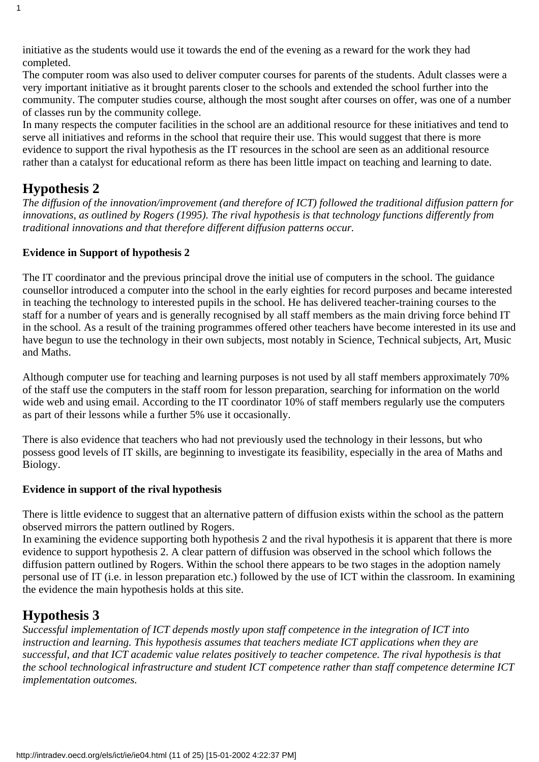initiative as the students would use it towards the end of the evening as a reward for the work they had completed.

The computer room was also used to deliver computer courses for parents of the students. Adult classes were a very important initiative as it brought parents closer to the schools and extended the school further into the community. The computer studies course, although the most sought after courses on offer, was one of a number of classes run by the community college.

In many respects the computer facilities in the school are an additional resource for these initiatives and tend to serve all initiatives and reforms in the school that require their use. This would suggest that there is more evidence to support the rival hypothesis as the IT resources in the school are seen as an additional resource rather than a catalyst for educational reform as there has been little impact on teaching and learning to date.

## Hypothesis 2

*The diffusion of the innovation/improvement (and therefore of ICT) followed the traditional diffusion pattern for innovations, as outlined by Rogers (1995). The rival hypothesis is that technology functions differently from traditional innovations and that therefore different diffusion patterns occur.*

**Evidence in Support of hypothesis 2**

The IT coordinator and the previous principal drove the initial use of computers in the school. The guidance counsellor introduced a computer into the school in the early eighties for record purposes and became interested in teaching the technology to interested pupils in the school. He has delivered teacher-training courses to the staff for a number of years and is generally recognised by all staff members as the main driving force behind IT in the school. As a result of the training programmes offered other teachers have become interested in its use and have begun to use the technology in their own subjects, most notably in Science, Technical subjects, Art, Music and Maths.

Although computer use for teaching and learning purposes is not used by all staff members approximately 70% of the staff use the computers in the staff room for lesson preparation, searching for information on the world wide web and using email. According to the IT coordinator 10% of staff members regularly use the computers as part of their lessons while a further 5% use it occasionally.

There is also evidence that teachers who had not previously used the technology in their lessons, but who possess good levels of IT skills, are beginning to investigate its feasibility, especially in the area of Maths and Biology.

**Evidence in support of the rival hypothesis**

There is little evidence to suggest that an alternative pattern of diffusion exists within the school as the pattern observed mirrors the pattern outlined by Rogers.

In examining the evidence supporting both hypothesis 2 and the rival hypothesis it is apparent that there is more evidence to support hypothesis 2. A clear pattern of diffusion was observed in the school which follows the diffusion pattern outlined by Rogers. Within the school there appears to be two stages in the adoption namely personal use of IT (i.e. in lesson preparation etc.) followed by the use of ICT within the classroom. In examining the evidence the main hypothesis holds at this site.

## Hypothesis 3

*Successful implementation of ICT depends mostly upon staff competence in the integration of ICT into instruction and learning. This hypothesis assumes that teachers mediate ICT applications when they are successful, and that ICT academic value relates positively to teacher competence. The rival hypothesis is that the school technological infrastructure and student ICT competence rather than staff competence determine ICT implementation outcomes.*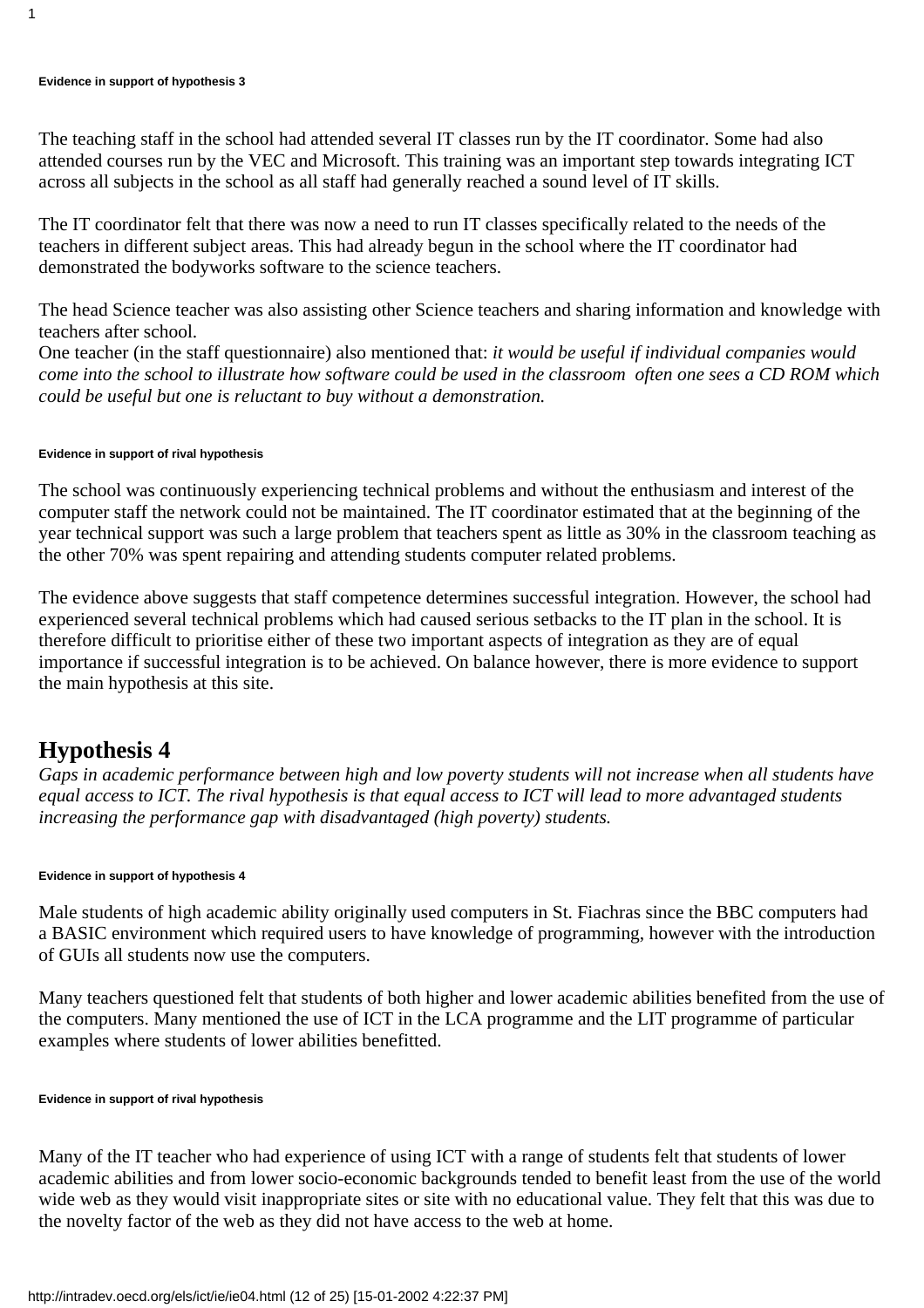##### Evidence in support of hypothesis 3

The teaching staff in the school had attended several IT classes run by the IT coordinator. Some had also attended courses run by the VEC and Microsoft. This training was an important step towards integrating ICT across all subjects in the school as all staff had generally reached a sound level of IT skills.

The IT coordinator felt that there was now a need to run IT classes specifically related to the needs of the teachers in different subject areas. This had already begun in the school where the IT coordinator had demonstrated the bodyworks software to the science teachers.

The head Science teacher was also assisting other Science teachers and sharing information and knowledge with teachers after school.
One teacher (in the staff questionnaire) also mentioned that: *it would be useful if individual companies would come into the school to illustrate how software could be used in the classroom often one sees a CD ROM which could be useful but one is reluctant to buy without a demonstration.*

##### Evidence in support of rival hypothesis

The school was continuously experiencing technical problems and without the enthusiasm and interest of the computer staff the network could not be maintained. The IT coordinator estimated that at the beginning of the year technical support was such a large problem that teachers spent as little as 30% in the classroom teaching as the other 70% was spent repairing and attending students computer related problems.

The evidence above suggests that staff competence determines successful integration. However, the school had experienced several technical problems which had caused serious setbacks to the IT plan in the school. It is therefore difficult to prioritise either of these two important aspects of integration as they are of equal importance if successful integration is to be achieved. On balance however, there is more evidence to support the main hypothesis at this site.

## Hypothesis 4

*Gaps in academic performance between high and low poverty students will not increase when all students have equal access to ICT. The rival hypothesis is that equal access to ICT will lead to more advantaged students increasing the performance gap with disadvantaged (high poverty) students.*

##### Evidence in support of hypothesis 4

Male students of high academic ability originally used computers in St. Fiachras since the BBC computers had a BASIC environment which required users to have knowledge of programming, however with the introduction of GUIs all students now use the computers.

Many teachers questioned felt that students of both higher and lower academic abilities benefited from the use of the computers. Many mentioned the use of ICT in the LCA programme and the LIT programme of particular examples where students of lower abilities benefitted.

##### Evidence in support of rival hypothesis

Many of the IT teacher who had experience of using ICT with a range of students felt that students of lower academic abilities and from lower socio-economic backgrounds tended to benefit least from the use of the world wide web as they would visit inappropriate sites or site with no educational value. They felt that this was due to the novelty factor of the web as they did not have access to the web at home.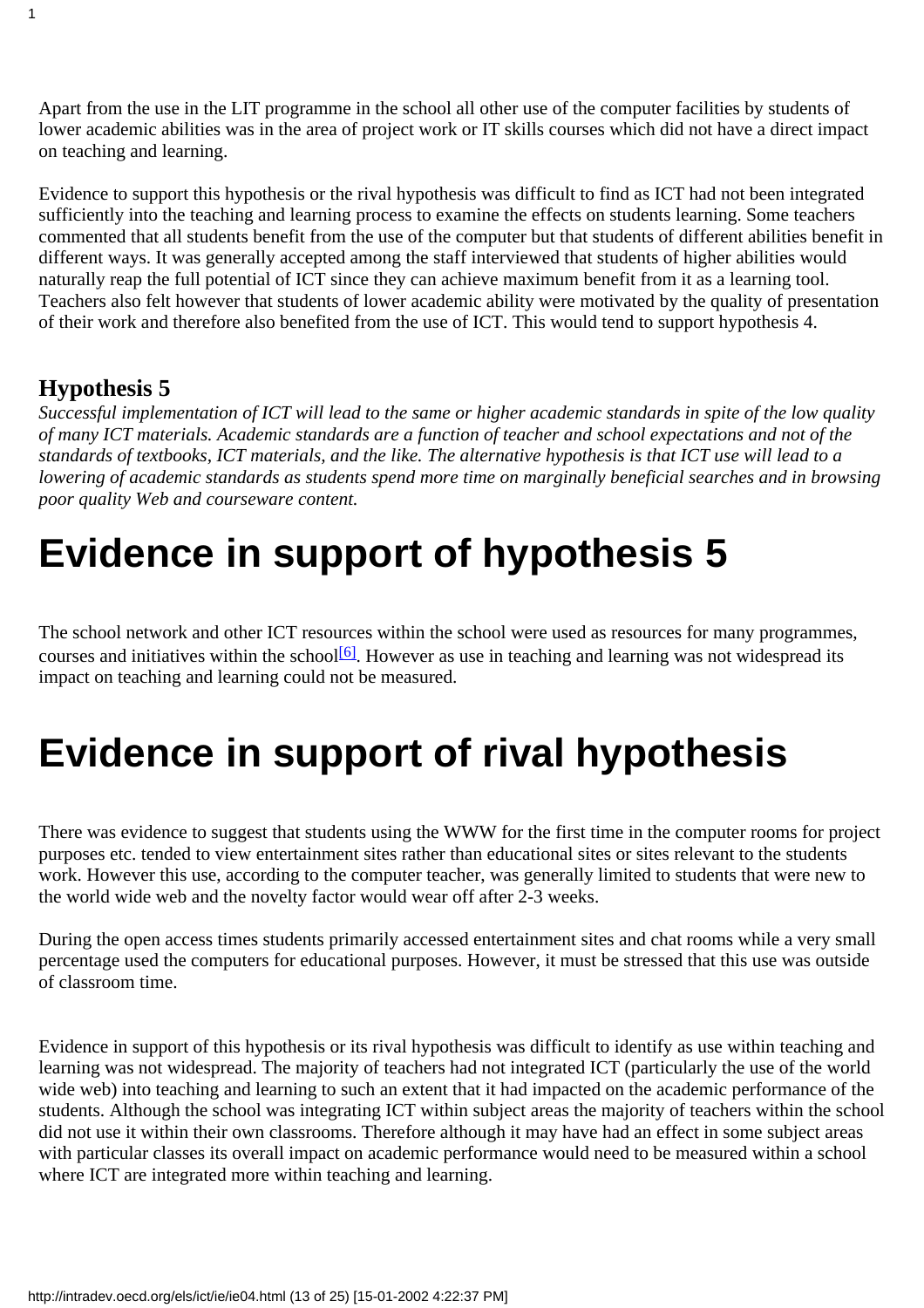Apart from the use in the LIT programme in the school all other use of the computer facilities by students of lower academic abilities was in the area of project work or IT skills courses which did not have a direct impact on teaching and learning.

Evidence to support this hypothesis or the rival hypothesis was difficult to find as ICT had not been integrated sufficiently into the teaching and learning process to examine the effects on students learning. Some teachers commented that all students benefit from the use of the computer but that students of different abilities benefit in different ways. It was generally accepted among the staff interviewed that students of higher abilities would naturally reap the full potential of ICT since they can achieve maximum benefit from it as a learning tool. Teachers also felt however that students of lower academic ability were motivated by the quality of presentation of their work and therefore also benefited from the use of ICT. This would tend to support hypothesis 4.

### Hypothesis 5

*Successful implementation of ICT will lead to the same or higher academic standards in spite of the low quality of many ICT materials. Academic standards are a function of teacher and school expectations and not of the standards of textbooks, ICT materials, and the like. The alternative hypothesis is that ICT use will lead to a lowering of academic standards as students spend more time on marginally beneficial searches and in browsing poor quality Web and courseware content.*

# Evidence in support of hypothesis 5

The school network and other ICT resources within the school were used as resources for many programmes, courses and initiatives within the school[6]. However as use in teaching and learning was not widespread its impact on teaching and learning could not be measured.

# Evidence in support of rival hypothesis

There was evidence to suggest that students using the WWW for the first time in the computer rooms for project purposes etc. tended to view entertainment sites rather than educational sites or sites relevant to the students work. However this use, according to the computer teacher, was generally limited to students that were new to the world wide web and the novelty factor would wear off after 2-3 weeks.

During the open access times students primarily accessed entertainment sites and chat rooms while a very small percentage used the computers for educational purposes. However, it must be stressed that this use was outside of classroom time.

Evidence in support of this hypothesis or its rival hypothesis was difficult to identify as use within teaching and learning was not widespread. The majority of teachers had not integrated ICT (particularly the use of the world wide web) into teaching and learning to such an extent that it had impacted on the academic performance of the students. Although the school was integrating ICT within subject areas the majority of teachers within the school did not use it within their own classrooms. Therefore although it may have had an effect in some subject areas with particular classes its overall impact on academic performance would need to be measured within a school where ICT are integrated more within teaching and learning.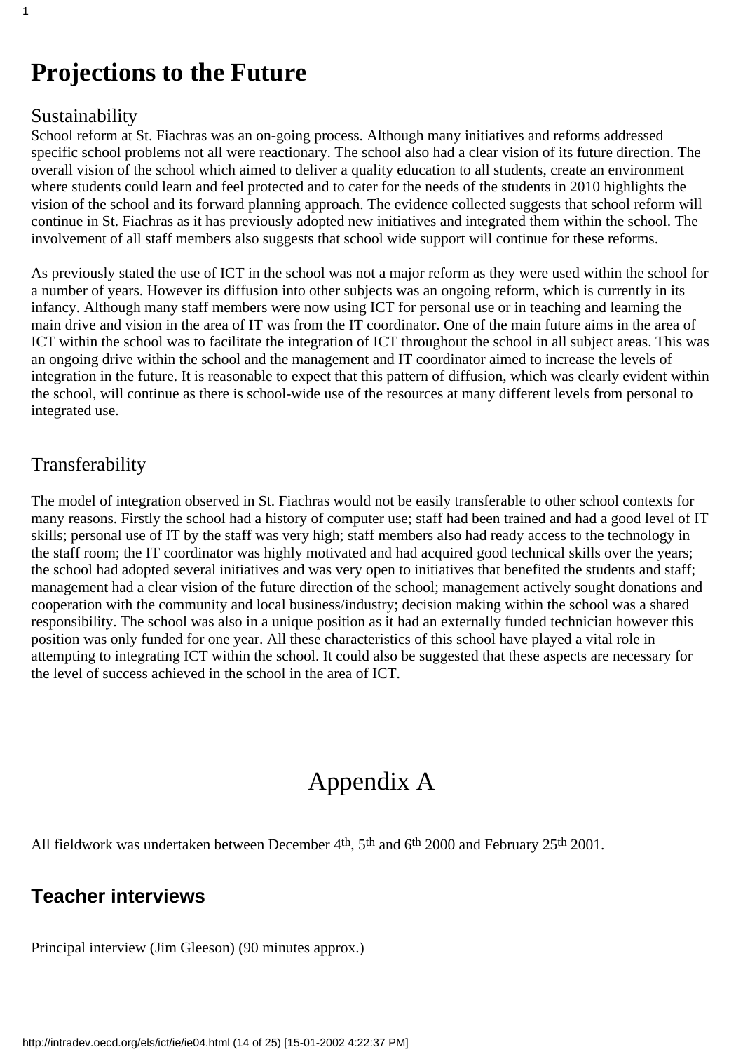# Projections to the Future

## Sustainability

School reform at St. Fiachras was an on-going process. Although many initiatives and reforms addressed specific school problems not all were reactionary. The school also had a clear vision of its future direction. The overall vision of the school which aimed to deliver a quality education to all students, create an environment where students could learn and feel protected and to cater for the needs of the students in 2010 highlights the vision of the school and its forward planning approach. The evidence collected suggests that school reform will continue in St. Fiachras as it has previously adopted new initiatives and integrated them within the school. The involvement of all staff members also suggests that school wide support will continue for these reforms.

As previously stated the use of ICT in the school was not a major reform as they were used within the school for a number of years. However its diffusion into other subjects was an ongoing reform, which is currently in its infancy. Although many staff members were now using ICT for personal use or in teaching and learning the main drive and vision in the area of IT was from the IT coordinator. One of the main future aims in the area of ICT within the school was to facilitate the integration of ICT throughout the school in all subject areas. This was an ongoing drive within the school and the management and IT coordinator aimed to increase the levels of integration in the future. It is reasonable to expect that this pattern of diffusion, which was clearly evident within the school, will continue as there is school-wide use of the resources at many different levels from personal to integrated use.

## Transferability

The model of integration observed in St. Fiachras would not be easily transferable to other school contexts for many reasons. Firstly the school had a history of computer use; staff had been trained and had a good level of IT skills; personal use of IT by the staff was very high; staff members also had ready access to the technology in the staff room; the IT coordinator was highly motivated and had acquired good technical skills over the years; the school had adopted several initiatives and was very open to initiatives that benefited the students and staff; management had a clear vision of the future direction of the school; management actively sought donations and cooperation with the community and local business/industry; decision making within the school was a shared responsibility. The school was also in a unique position as it had an externally funded technician however this position was only funded for one year. All these characteristics of this school have played a vital role in attempting to integrating ICT within the school. It could also be suggested that these aspects are necessary for the level of success achieved in the school in the area of ICT.

# Appendix A

All fieldwork was undertaken between December 4th, 5th and 6th 2000 and February 25th 2001.

### Teacher interviews

Principal interview (Jim Gleeson) (90 minutes approx.)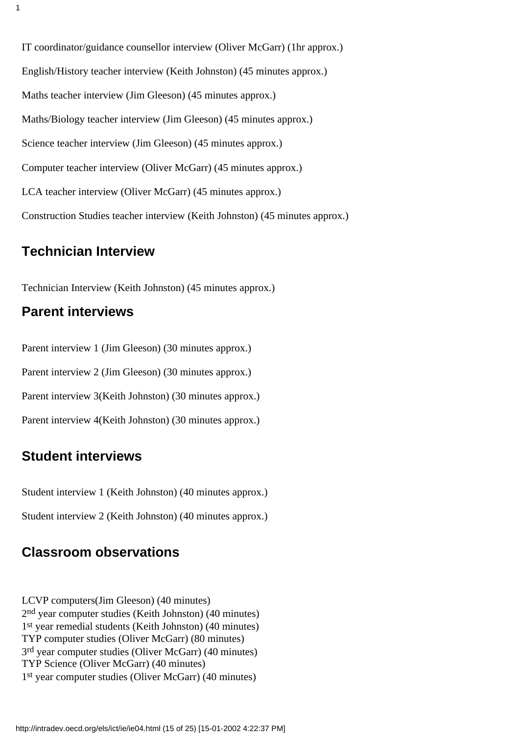IT coordinator/guidance counsellor interview (Oliver McGarr) (1hr approx.)

English/History teacher interview (Keith Johnston) (45 minutes approx.)

Maths teacher interview (Jim Gleeson) (45 minutes approx.)

Maths/Biology teacher interview (Jim Gleeson) (45 minutes approx.)

Science teacher interview (Jim Gleeson) (45 minutes approx.)

Computer teacher interview (Oliver McGarr) (45 minutes approx.)

LCA teacher interview (Oliver McGarr) (45 minutes approx.)

Construction Studies teacher interview (Keith Johnston) (45 minutes approx.)

## Technician Interview

Technician Interview (Keith Johnston) (45 minutes approx.)

## Parent interviews

Parent interview 1 (Jim Gleeson) (30 minutes approx.)

Parent interview 2 (Jim Gleeson) (30 minutes approx.)

Parent interview 3(Keith Johnston) (30 minutes approx.)

Parent interview 4(Keith Johnston) (30 minutes approx.)

## Student interviews

Student interview 1 (Keith Johnston) (40 minutes approx.)

Student interview 2 (Keith Johnston) (40 minutes approx.)

## Classroom observations

LCVP computers(Jim Gleeson) (40 minutes)
2nd year computer studies (Keith Johnston) (40 minutes)
1st year remedial students (Keith Johnston) (40 minutes)
TYP computer studies (Oliver McGarr) (80 minutes)
3rd year computer studies (Oliver McGarr) (40 minutes)
TYP Science (Oliver McGarr) (40 minutes)
1st year computer studies (Oliver McGarr) (40 minutes)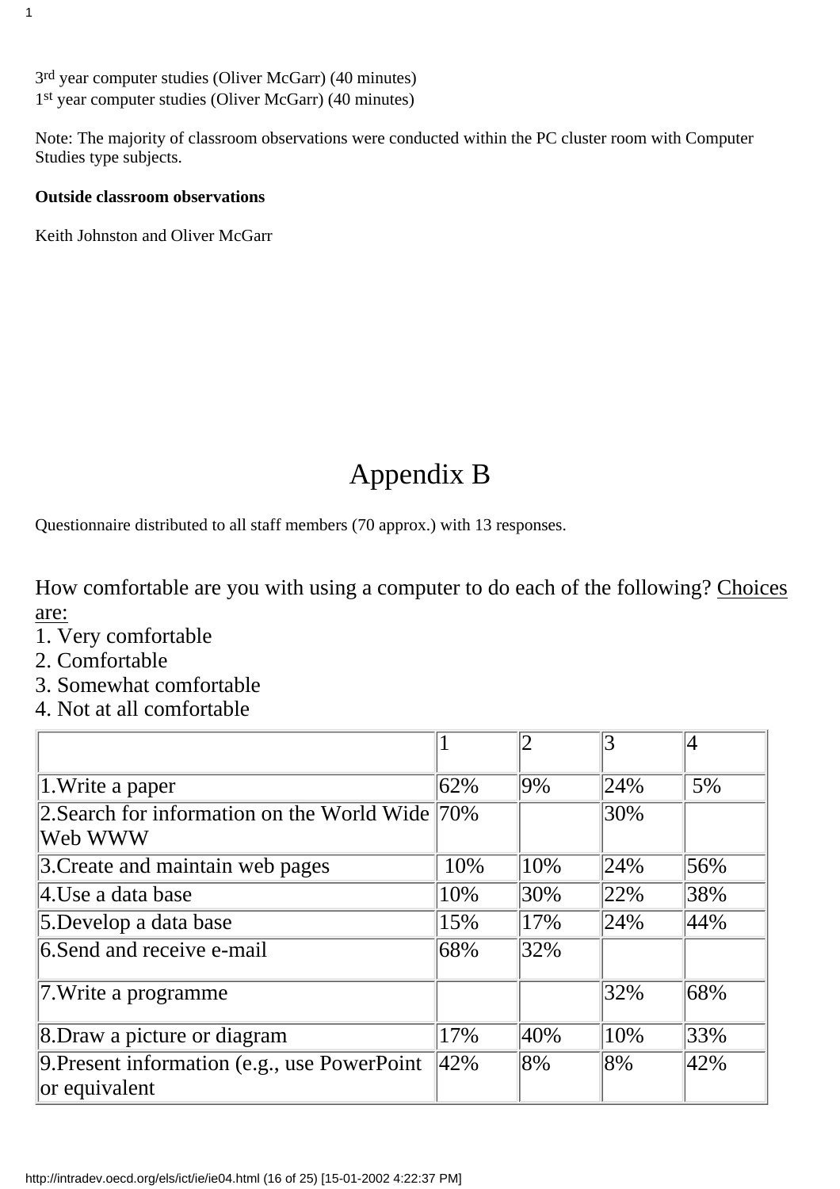3rd year computer studies (Oliver McGarr) (40 minutes)
1st year computer studies (Oliver McGarr) (40 minutes)

Note: The majority of classroom observations were conducted within the PC cluster room with Computer Studies type subjects.

**Outside classroom observations**

Keith Johnston and Oliver McGarr

# Appendix B

Questionnaire distributed to all staff members (70 approx.) with 13 responses.

How comfortable are you with using a computer to do each of the following? Choices are:

1. Very comfortable
2. Comfortable
3. Somewhat comfortable
4. Not at all comfortable

| | 1 | 2 | 3 | 4 |
|---|---|---|---|---|
| 1.Write a paper | 62% | 9% | 24% | 5% |
| 2.Search for information on the World Wide Web WWW | 70% | | 30% | |
| 3.Create and maintain web pages | 10% | 10% | 24% | 56% |
| 4.Use a data base | 10% | 30% | 22% | 38% |
| 5.Develop a data base | 15% | 17% | 24% | 44% |
| 6.Send and receive e-mail | 68% | 32% | | |
| 7.Write a programme | | | 32% | 68% |
| 8.Draw a picture or diagram | 17% | 40% | 10% | 33% |
| 9.Present information (e.g., use PowerPoint or equivalent | 42% | 8% | 8% | 42% |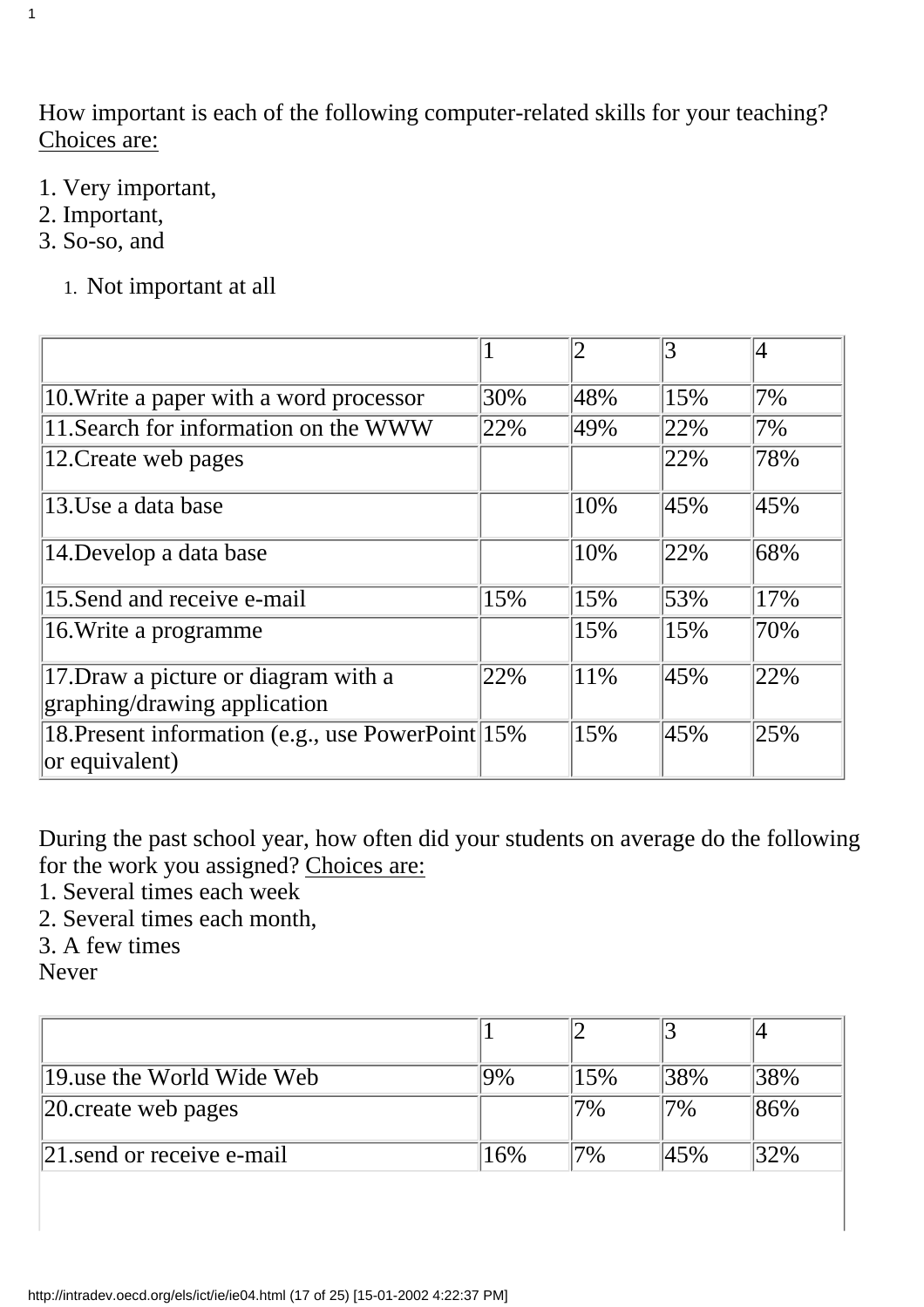How important is each of the following computer-related skills for your teaching? Choices are:

1. Very important,
2. Important,
3. So-so, and

   1. Not important at all

| | 1 | 2 | 3 | 4 |
|---|---|---|---|---|
| 10.Write a paper with a word processor | 30% | 48% | 15% | 7% |
| 11.Search for information on the WWW | 22% | 49% | 22% | 7% |
| 12.Create web pages | | | 22% | 78% |
| 13.Use a data base | | 10% | 45% | 45% |
| 14.Develop a data base | | 10% | 22% | 68% |
| 15.Send and receive e-mail | 15% | 15% | 53% | 17% |
| 16.Write a programme | | 15% | 15% | 70% |
| 17.Draw a picture or diagram with a graphing/drawing application | 22% | 11% | 45% | 22% |
| 18.Present information (e.g., use PowerPoint or equivalent) | 15% | 15% | 45% | 25% |

During the past school year, how often did your students on average do the following for the work you assigned? Choices are:
1. Several times each week
2. Several times each month,
3. A few times
Never

| | 1 | 2 | 3 | 4 |
|---|---|---|---|---|
| 19.use the World Wide Web | 9% | 15% | 38% | 38% |
| 20.create web pages | | 7% | 7% | 86% |
| 21.send or receive e-mail | 16% | 7% | 45% | 32% |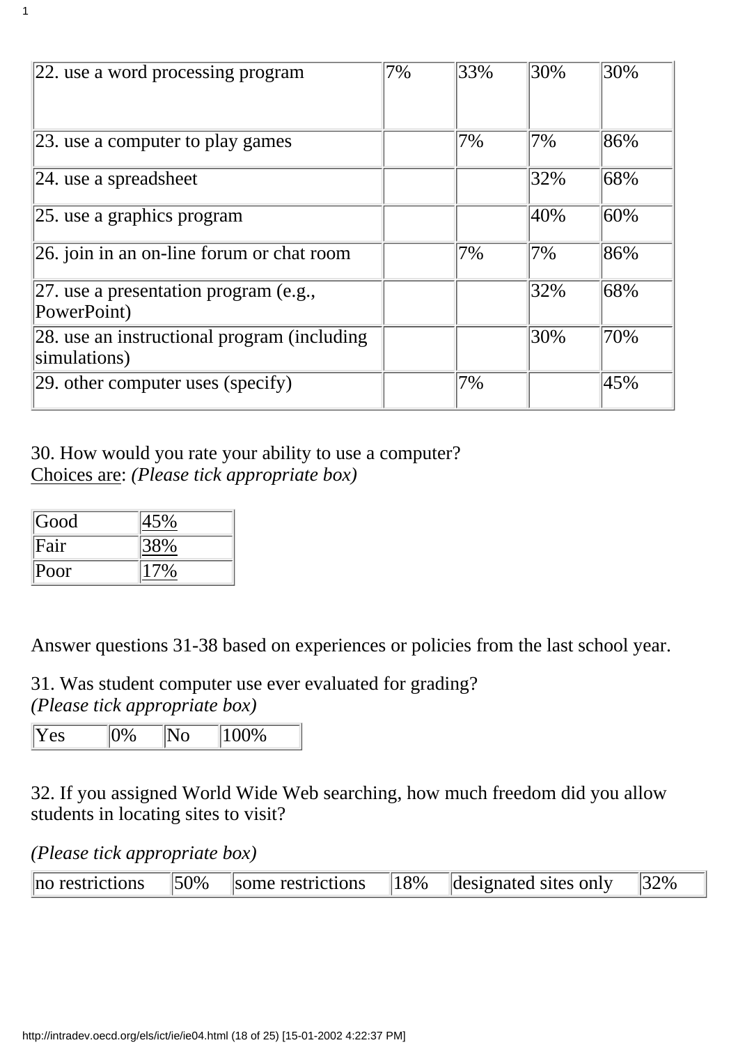| 22. use a word processing program | 7% | 33% | 30% | 30% |
|---|---|---|---|---|
| 23. use a computer to play games | | 7% | 7% | 86% |
| 24. use a spreadsheet | | | 32% | 68% |
| 25. use a graphics program | | | 40% | 60% |
| 26. join in an on-line forum or chat room | | 7% | 7% | 86% |
| 27. use a presentation program (e.g., PowerPoint) | | | 32% | 68% |
| 28. use an instructional program (including simulations) | | | 30% | 70% |
| 29. other computer uses (specify) | | 7% | | 45% |

30. How would you rate your ability to use a computer?
Choices are: *(Please tick appropriate box)*

| Good | 45% |
|---|---|
| Fair | 38% |
| Poor | 17% |

Answer questions 31-38 based on experiences or policies from the last school year.

31. Was student computer use ever evaluated for grading?
*(Please tick appropriate box)*

| Yes | 0% | No | 100% |
|---|---|---|---|

32. If you assigned World Wide Web searching, how much freedom did you allow students in locating sites to visit?

*(Please tick appropriate box)*

| no restrictions | 50% | some restrictions | 18% | designated sites only | 32% |
|---|---|---|---|---|---|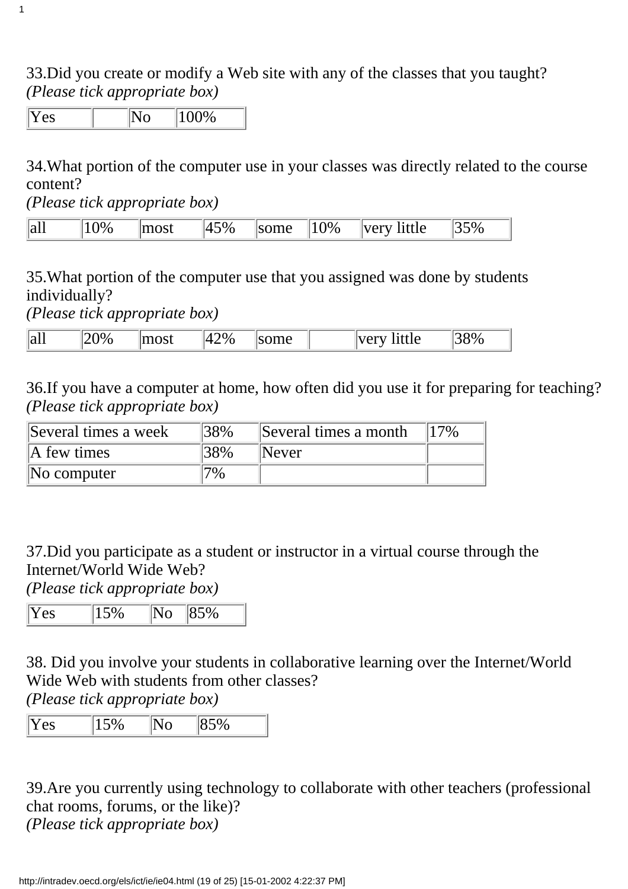33.Did you create or modify a Web site with any of the classes that you taught?
*(Please tick appropriate box)*

| Yes | | No | 100% |
|---|---|---|---|

34.What portion of the computer use in your classes was directly related to the course content?
*(Please tick appropriate box)*

| all | 10% | most | 45% | some | 10% | very little | 35% |
|---|---|---|---|---|---|---|---|

35.What portion of the computer use that you assigned was done by students individually?
*(Please tick appropriate box)*

| all | 20% | most | 42% | some | | very little | 38% |
|---|---|---|---|---|---|---|---|

36.If you have a computer at home, how often did you use it for preparing for teaching?
*(Please tick appropriate box)*

| Several times a week | 38% | Several times a month | 17% |
|---|---|---|---|
| A few times | 38% | Never | |
| No computer | 7% | | |

37.Did you participate as a student or instructor in a virtual course through the Internet/World Wide Web?
*(Please tick appropriate box)*

| Yes | 15% | No | 85% |
|---|---|---|---|

38. Did you involve your students in collaborative learning over the Internet/World Wide Web with students from other classes?
*(Please tick appropriate box)*

| Yes | 15% | No | 85% |
|---|---|---|---|

39.Are you currently using technology to collaborate with other teachers (professional chat rooms, forums, or the like)?
*(Please tick appropriate box)*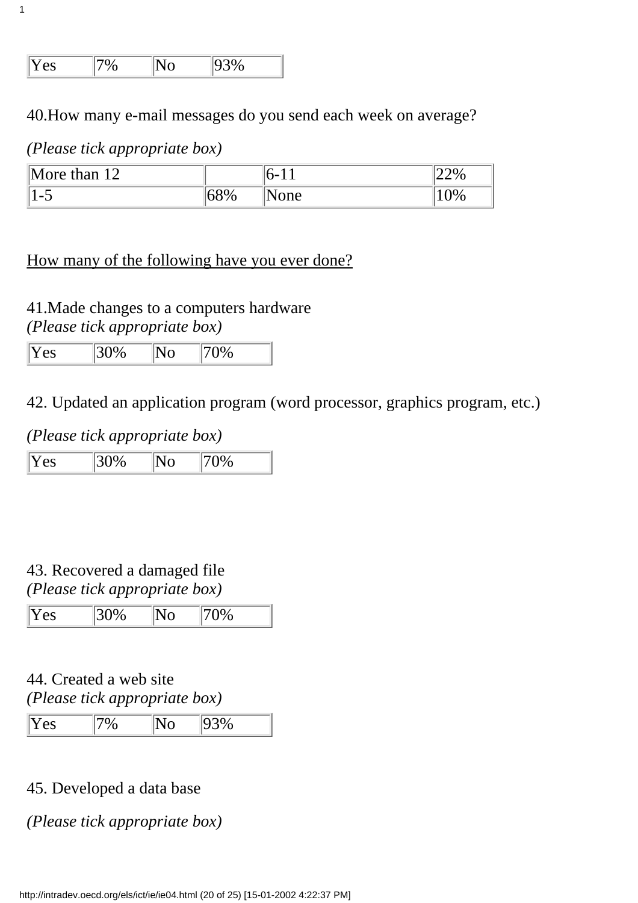| Yes | 7% | No | 93% |
|---|---|---|---|

40.How many e-mail messages do you send each week on average?

*(Please tick appropriate box)*

| More than 12 | | 6-11 | 22% |
|---|---|---|---|
| 1-5 | 68% | None | 10% |

<u>How many of the following have you ever done?</u>

41.Made changes to a computers hardware
*(Please tick appropriate box)*

| Yes | 30% | No | 70% |
|---|---|---|---|

42. Updated an application program (word processor, graphics program, etc.)

*(Please tick appropriate box)*

| Yes | 30% | No | 70% |
|---|---|---|---|

43. Recovered a damaged file
*(Please tick appropriate box)*

| Yes | 30% | No | 70% |
|---|---|---|---|

44. Created a web site
*(Please tick appropriate box)*

| Yes | 7% | No | 93% |
|---|---|---|---|

45. Developed a data base

*(Please tick appropriate box)*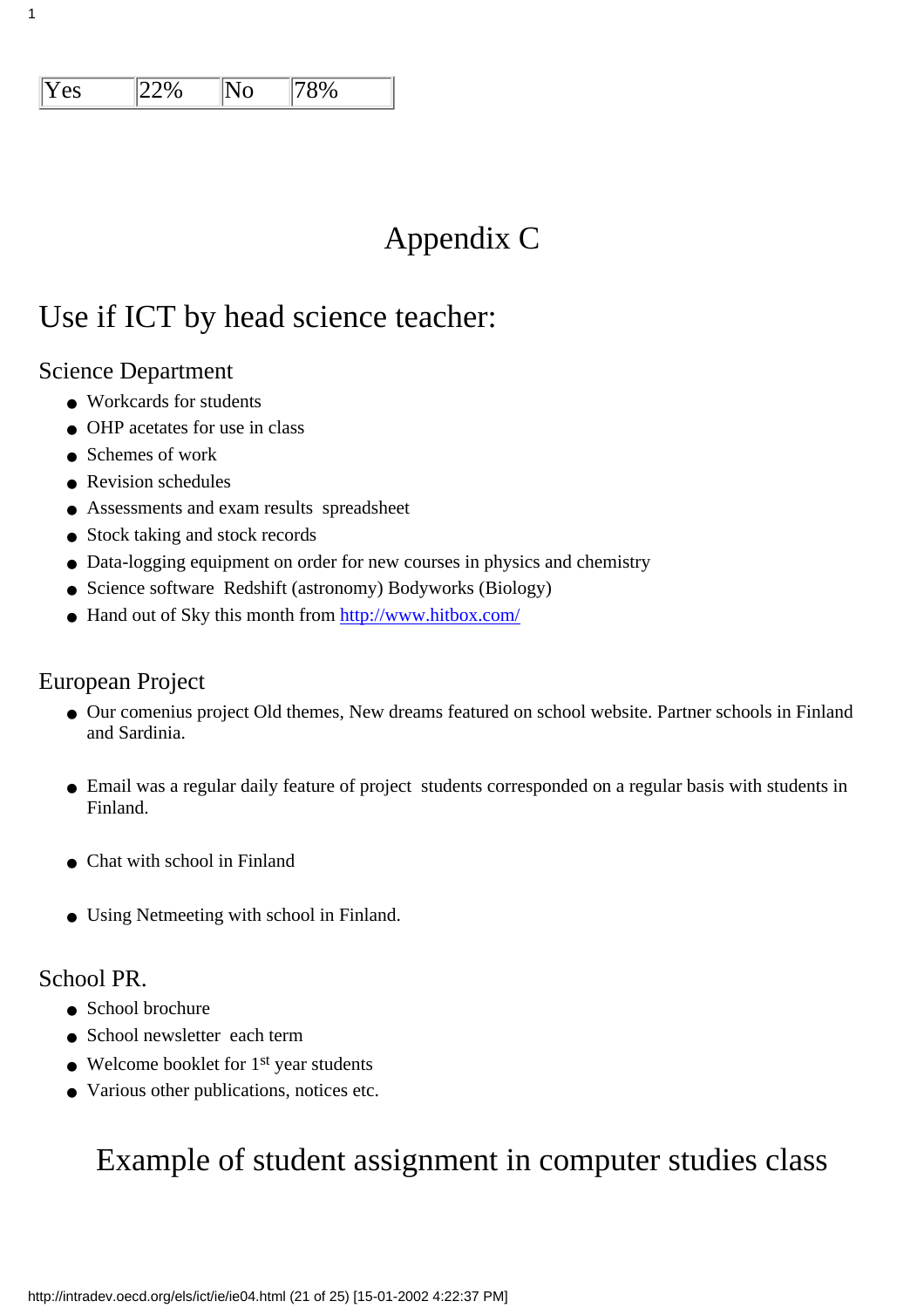| Yes | 22% | No | 78% |
|---|---|---|---|

# Appendix C

## Use if ICT by head science teacher:

### Science Department

- Workcards for students
- OHP acetates for use in class
- Schemes of work
- Revision schedules
- Assessments and exam results spreadsheet
- Stock taking and stock records
- Data-logging equipment on order for new courses in physics and chemistry
- Science software Redshift (astronomy) Bodyworks (Biology)
- Hand out of Sky this month from [http://www.hitbox.com/](http://www.hitbox.com/)

### European Project

- Our comenius project Old themes, New dreams featured on school website. Partner schools in Finland and Sardinia.
- Email was a regular daily feature of project students corresponded on a regular basis with students in Finland.
- Chat with school in Finland
- Using Netmeeting with school in Finland.

### School PR.

- School brochure
- School newsletter each term
- Welcome booklet for 1st year students
- Various other publications, notices etc.

# Example of student assignment in computer studies class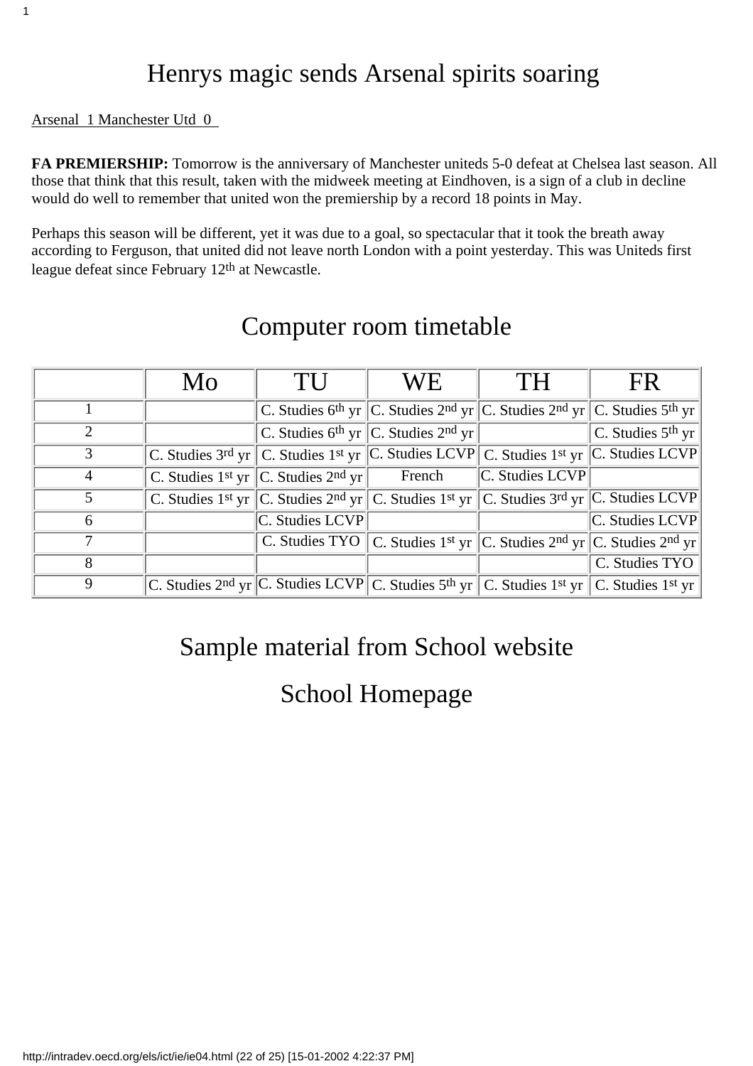# Henrys magic sends Arsenal spirits soaring

Arsenal 1 Manchester Utd 0

**FA PREMIERSHIP:** Tomorrow is the anniversary of Manchester uniteds 5-0 defeat at Chelsea last season. All those that think that this result, taken with the midweek meeting at Eindhoven, is a sign of a club in decline would do well to remember that united won the premiership by a record 18 points in May.

Perhaps this season will be different, yet it was due to a goal, so spectacular that it took the breath away according to Ferguson, that united did not leave north London with a point yesterday. This was Uniteds first league defeat since February 12th at Newcastle.

# Computer room timetable

| | Mo | TU | WE | TH | FR |
|---|---|---|---|---|---|
| 1 | | C. Studies 6th yr | C. Studies 2nd yr | C. Studies 2nd yr | C. Studies 5th yr |
| 2 | | C. Studies 6th yr | C. Studies 2nd yr | | C. Studies 5th yr |
| 3 | C. Studies 3rd yr | C. Studies 1st yr | C. Studies LCVP | C. Studies 1st yr | C. Studies LCVP |
| 4 | C. Studies 1st yr | C. Studies 2nd yr | French | C. Studies LCVP | |
| 5 | C. Studies 1st yr | C. Studies 2nd yr | C. Studies 1st yr | C. Studies 3rd yr | C. Studies LCVP |
| 6 | | C. Studies LCVP | | | C. Studies LCVP |
| 7 | | C. Studies TYO | C. Studies 1st yr | C. Studies 2nd yr | C. Studies 2nd yr |
| 8 | | | | | C. Studies TYO |
| 9 | C. Studies 2nd yr | C. Studies LCVP | C. Studies 5th yr | C. Studies 1st yr | C. Studies 1st yr |

# Sample material from School website

# School Homepage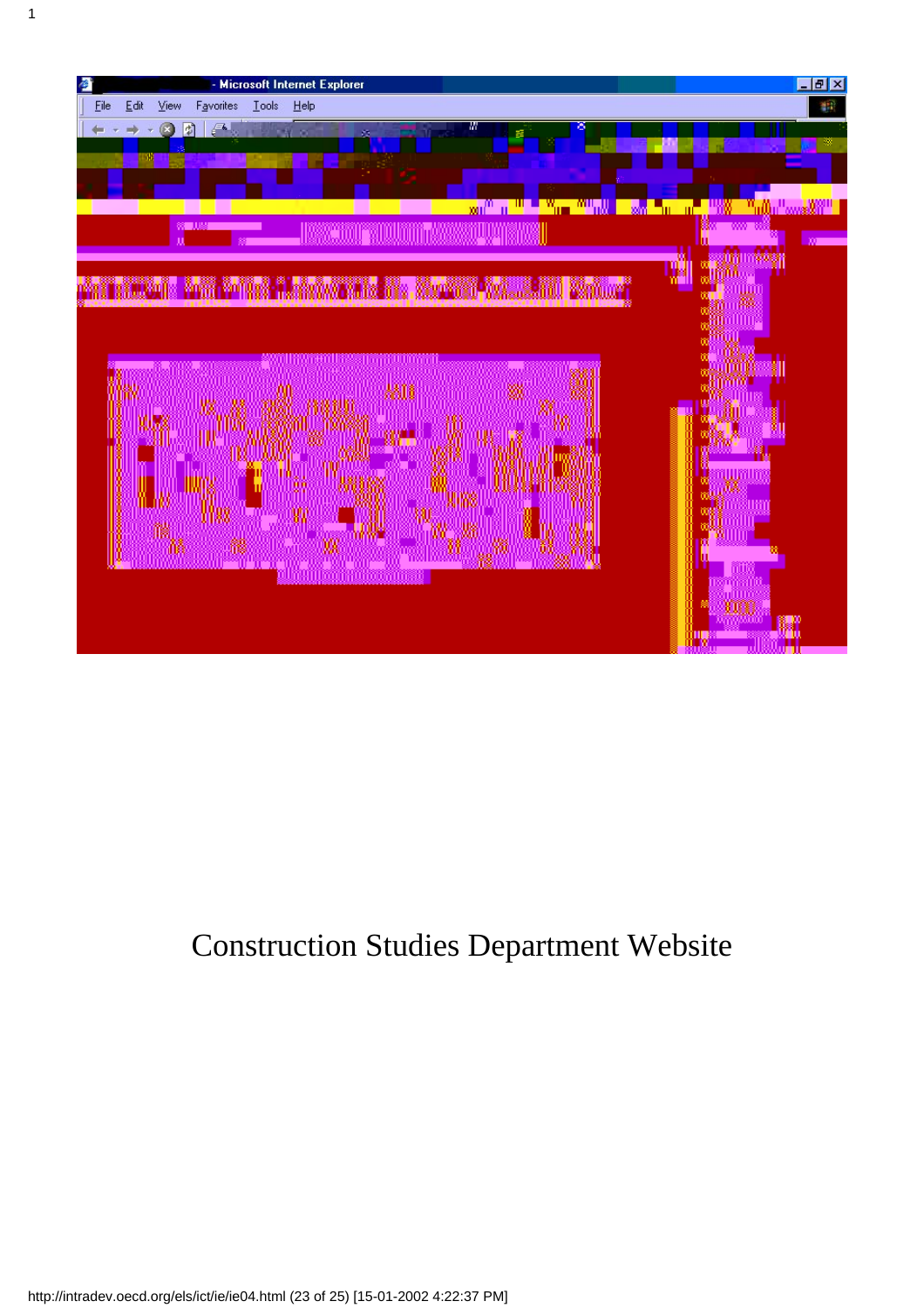Construction Studies Department Website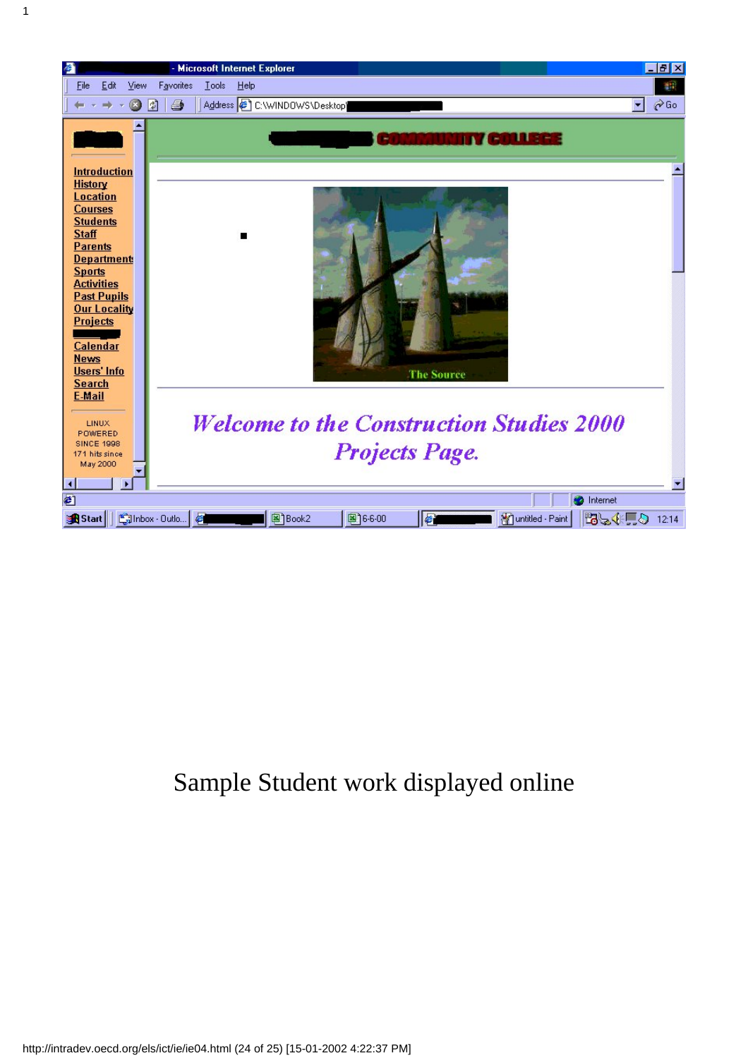Sample Student work displayed online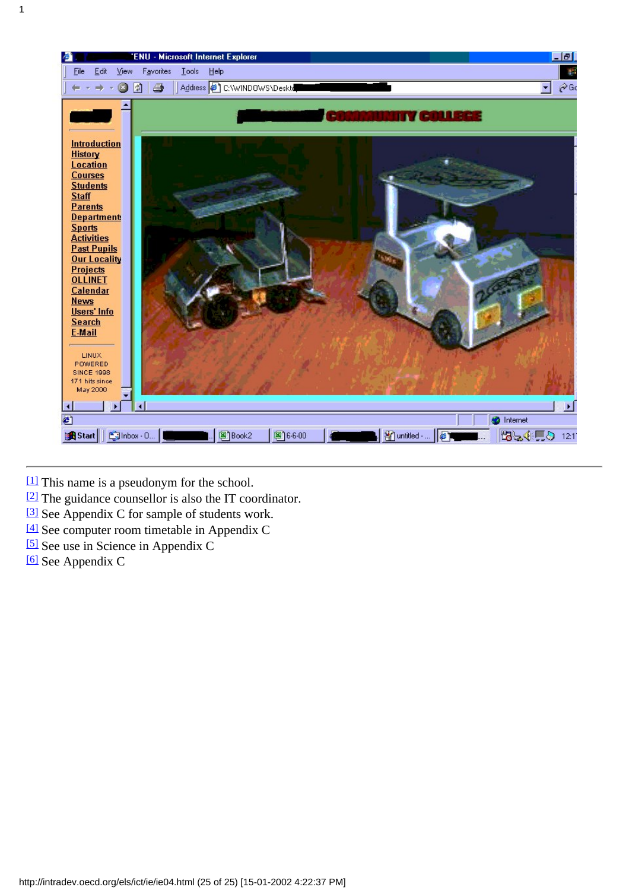[1] This name is a pseudonym for the school.
[2] The guidance counsellor is also the IT coordinator.
[3] See Appendix C for sample of students work.
[4] See computer room timetable in Appendix C
[5] See use in Science in Appendix C
[6] See Appendix C